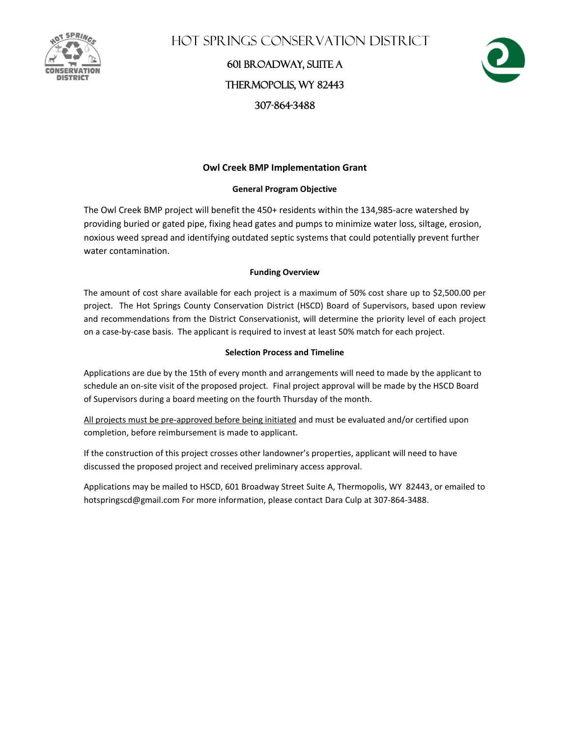# Hot Springs Conservation District

601 Broadway, Suite A

Thermopolis, WY 82443

307-864-3488

## Owl Creek BMP Implementation Grant

### General Program Objective

The Owl Creek BMP project will benefit the 450+ residents within the 134,985-acre watershed by providing buried or gated pipe, fixing head gates and pumps to minimize water loss, siltage, erosion, noxious weed spread and identifying outdated septic systems that could potentially prevent further water contamination.

### Funding Overview

The amount of cost share available for each project is a maximum of 50% cost share up to $2,500.00 per project. The Hot Springs County Conservation District (HSCD) Board of Supervisors, based upon review and recommendations from the District Conservationist, will determine the priority level of each project on a case-by-case basis. The applicant is required to invest at least 50% match for each project.

### Selection Process and Timeline

Applications are due by the 15th of every month and arrangements will need to made by the applicant to schedule an on-site visit of the proposed project. Final project approval will be made by the HSCD Board of Supervisors during a board meeting on the fourth Thursday of the month.

<u>All projects must be pre-approved before being initiated</u> and must be evaluated and/or certified upon completion, before reimbursement is made to applicant.

If the construction of this project crosses other landowner's properties, applicant will need to have discussed the proposed project and received preliminary access approval.

Applications may be mailed to HSCD, 601 Broadway Street Suite A, Thermopolis, WY 82443, or emailed to hotspringscd@gmail.com For more information, please contact Dara Culp at 307-864-3488.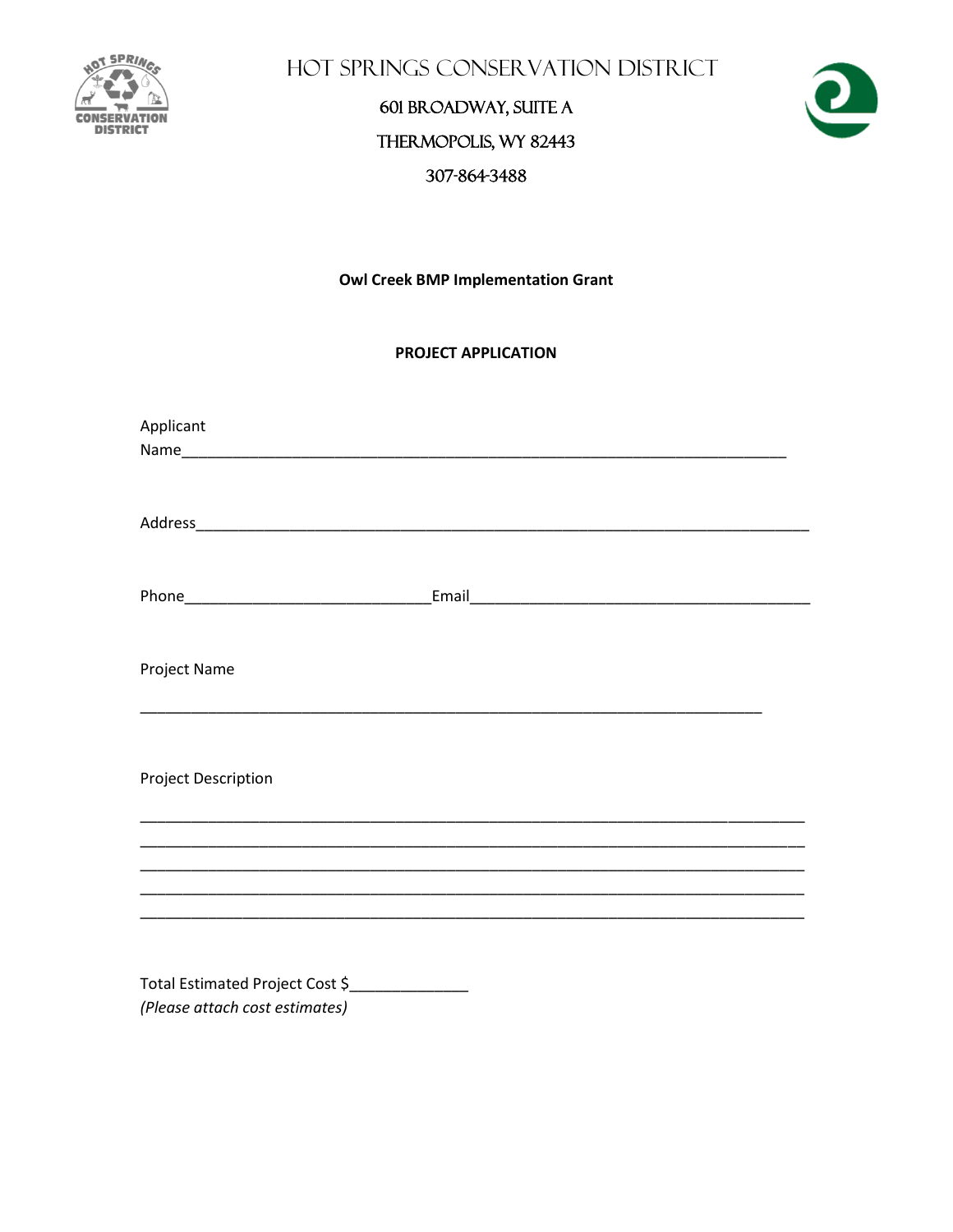# Hot Springs Conservation District

601 Broadway, Suite A

Thermopolis, WY 82443

307-864-3488

**Owl Creek BMP Implementation Grant**

**PROJECT APPLICATION**

Applicant Name_________________________________________________________________________

Address_________________________________________________________________________

Phone_____________________________Email_________________________________________

Project Name

_____________________________________________________________________________

Project Description

_________________________________________________________________________________
_________________________________________________________________________________
_________________________________________________________________________________
_________________________________________________________________________________
_________________________________________________________________________________

Total Estimated Project Cost $______________
*(Please attach cost estimates)*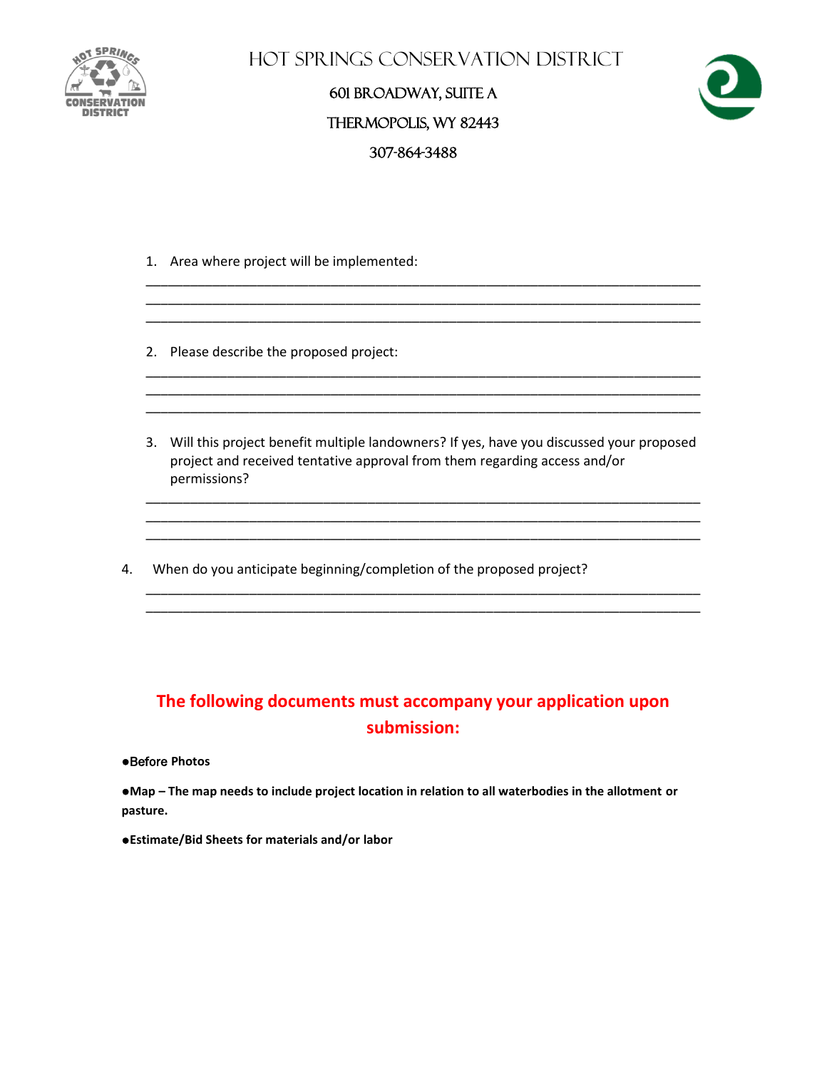# Hot Springs Conservation District

601 Broadway, Suite A

Thermopolis, WY 82443

307-864-3488

1. Area where project will be implemented:

______________________________________________________________________
______________________________________________________________________
______________________________________________________________________

2. Please describe the proposed project:

______________________________________________________________________
______________________________________________________________________
______________________________________________________________________

3. Will this project benefit multiple landowners? If yes, have you discussed your proposed project and received tentative approval from them regarding access and/or permissions?

______________________________________________________________________
______________________________________________________________________
______________________________________________________________________

4. When do you anticipate beginning/completion of the proposed project?

______________________________________________________________________
______________________________________________________________________

## The following documents must accompany your application upon submission:

- **Before Photos**
- **Map – The map needs to include project location in relation to all waterbodies in the allotment or pasture.**
- **Estimate/Bid Sheets for materials and/or labor**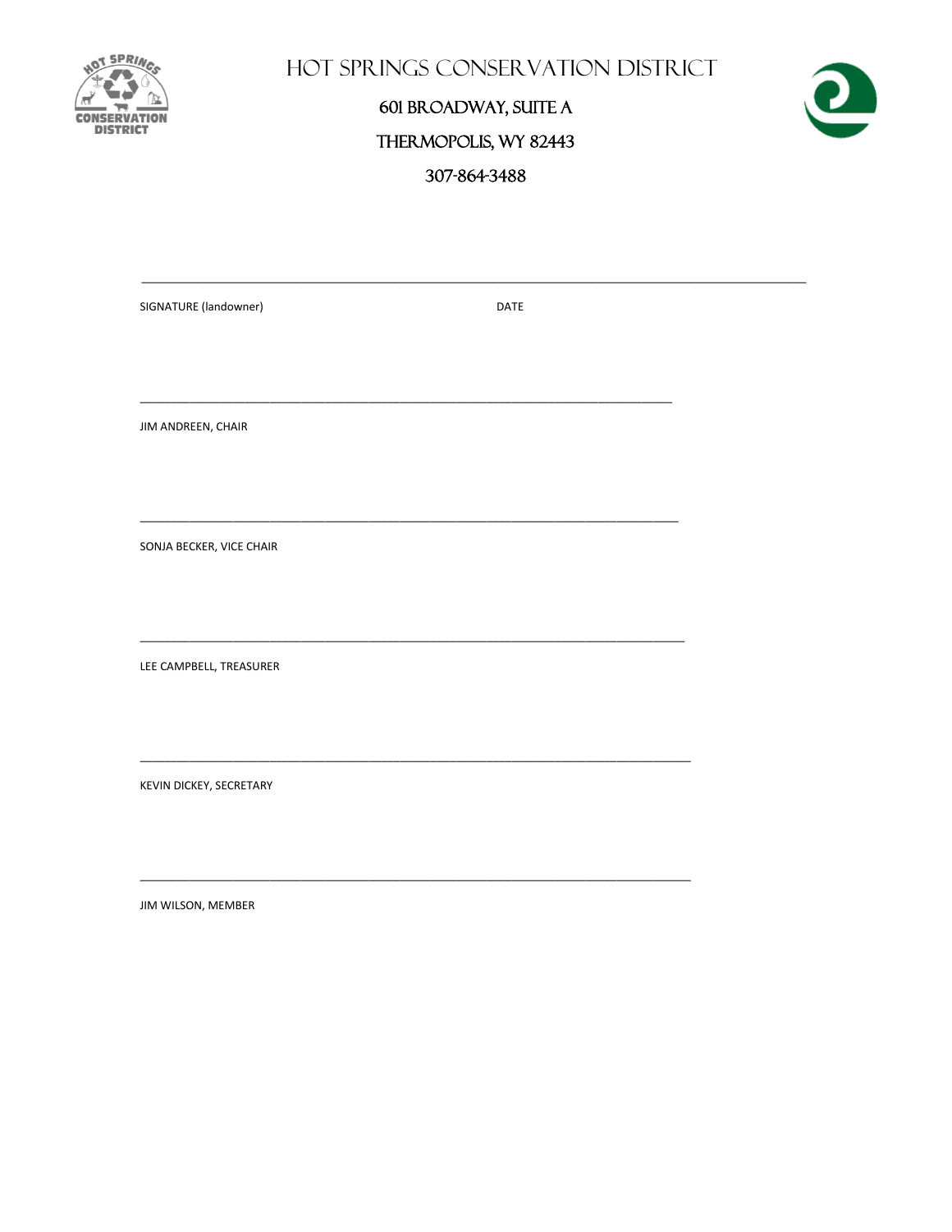# HOT SPRINGS CONSERVATION DISTRICT

601 BROADWAY, SUITE A

THERMOPOLIS, WY 82443

307-864-3488

______________________________________________________________________________________________

SIGNATURE (landowner) DATE

______________________________________________________________________________

JIM ANDREEN, CHAIR

______________________________________________________________________________

SONJA BECKER, VICE CHAIR

______________________________________________________________________________

LEE CAMPBELL, TREASURER

______________________________________________________________________________

KEVIN DICKEY, SECRETARY

______________________________________________________________________________

JIM WILSON, MEMBER